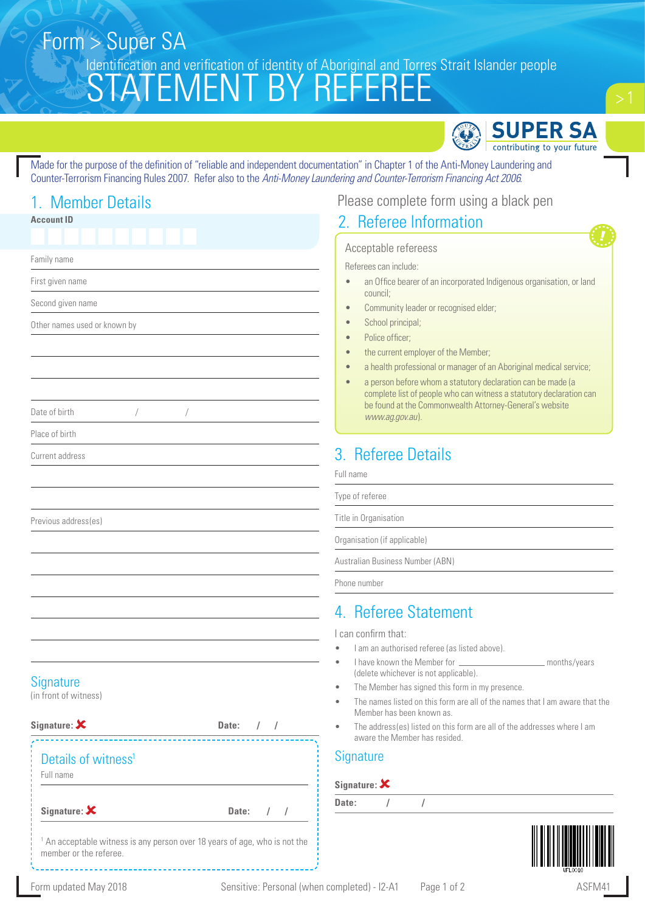# Form > Super SA

Identification and verification of identity of Aboriginal and Torres Strait Islander people

# STATEMENT BY REFEREE

SUPER SA
contributing to your future

Made for the purpose of the definition of "reliable and independent documentation" in Chapter 1 of the Anti-Money Laundering and Counter-Terrorism Financing Rules 2007. Refer also to the *Anti-Money Laundering and Counter-Terrorism Financing Act 2006*.

Please complete form using a black pen

## 1. Member Details

**Account ID**

Family name

First given name

Second given name

Other names used or known by

Date of birth / /

Place of birth

Current address

Previous address(es)

### Signature

(in front of witness)

**Signature:** ✘ **Date:** / /

### Details of witness[1]

Full name

**Signature:** ✘ **Date:** / /

[1] An acceptable witness is any person over 18 years of age, who is not the member or the referee.

## 2. Referee Information

### Acceptable refereess

Referees can include:

- an Office bearer of an incorporated Indigenous organisation, or land council;
- Community leader or recognised elder;
- School principal;
- Police officer;
- the current employer of the Member;
- a health professional or manager of an Aboriginal medical service;
- a person before whom a statutory declaration can be made (a complete list of people who can witness a statutory declaration can be found at the Commonwealth Attorney-General's website *www.ag.gov.au*).

## 3. Referee Details

Full name

Type of referee

Title in Organisation

Organisation (if applicable)

Australian Business Number (ABN)

Phone number

## 4. Referee Statement

I can confirm that:

- I am an authorised referee (as listed above).
- I have known the Member for ________________ months/years (delete whichever is not applicable).
- The Member has signed this form in my presence.
- The names listed on this form are all of the names that I am aware that the Member has been known as.
- The address(es) listed on this form are all of the addresses where I am aware the Member has resided.

### Signature

**Signature:** ✘

**Date:** / /

Form updated May 2018 Sensitive: Personal (when completed) - I2-A1 ASFM41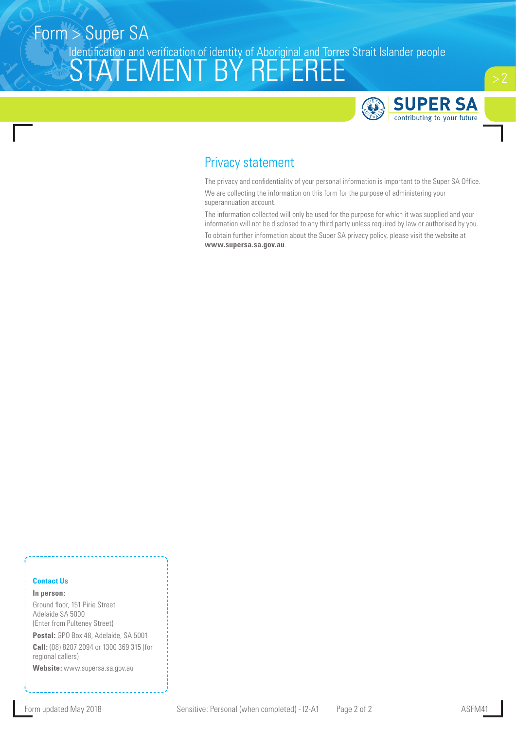## Privacy statement

The privacy and confidentiality of your personal information is important to the Super SA Office.

We are collecting the information on this form for the purpose of administering your superannuation account.

The information collected will only be used for the purpose for which it was supplied and your information will not be disclosed to any third party unless required by law or authorised by you.

To obtain further information about the Super SA privacy policy, please visit the website at **www.supersa.sa.gov.au**.

**Contact Us**

**In person:**
Ground floor, 151 Pirie Street
Adelaide SA 5000
(Enter from Pulteney Street)

**Postal:** GPO Box 48, Adelaide, SA 5001

**Call:** (08) 8207 2094 or 1300 369 315 (for regional callers)

**Website:** www.supersa.sa.gov.au

Form updated May 2018

Sensitive: Personal (when completed) - I2-A1

ASFM41